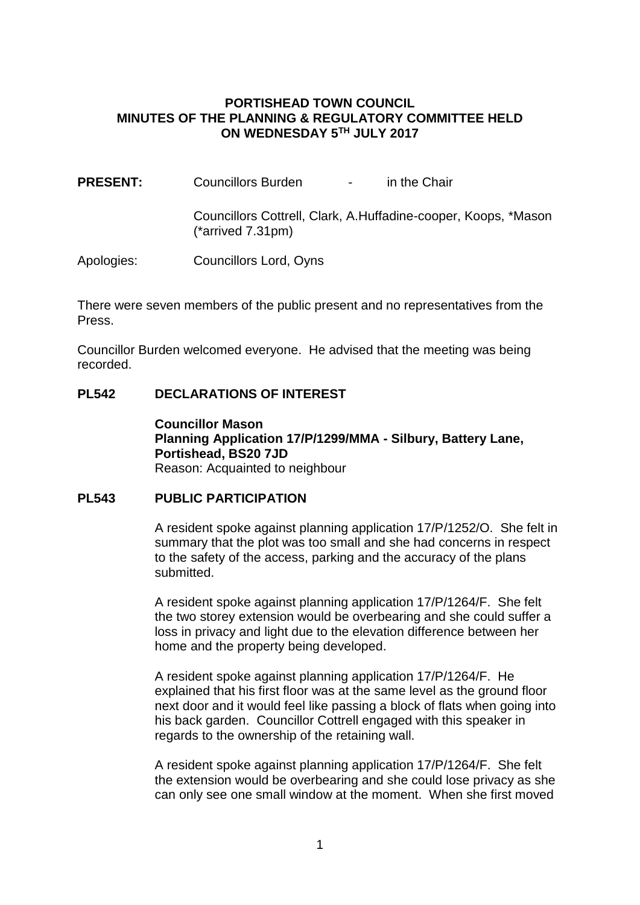**PORTISHEAD TOWN COUNCIL**
**MINUTES OF THE PLANNING & REGULATORY COMMITTEE HELD ON WEDNESDAY 5TH JULY 2017**

**PRESENT:** Councillors Burden - in the Chair

Councillors Cottrell, Clark, A.Huffadine-cooper, Koops, *Mason (*arrived 7.31pm)

Apologies: Councillors Lord, Oyns

There were seven members of the public present and no representatives from the Press.

Councillor Burden welcomed everyone. He advised that the meeting was being recorded.

## PL542 DECLARATIONS OF INTEREST

**Councillor Mason**
**Planning Application 17/P/1299/MMA - Silbury, Battery Lane, Portishead, BS20 7JD**
Reason: Acquainted to neighbour

## PL543 PUBLIC PARTICIPATION

A resident spoke against planning application 17/P/1252/O. She felt in summary that the plot was too small and she had concerns in respect to the safety of the access, parking and the accuracy of the plans submitted.

A resident spoke against planning application 17/P/1264/F. She felt the two storey extension would be overbearing and she could suffer a loss in privacy and light due to the elevation difference between her home and the property being developed.

A resident spoke against planning application 17/P/1264/F. He explained that his first floor was at the same level as the ground floor next door and it would feel like passing a block of flats when going into his back garden. Councillor Cottrell engaged with this speaker in regards to the ownership of the retaining wall.

A resident spoke against planning application 17/P/1264/F. She felt the extension would be overbearing and she could lose privacy as she can only see one small window at the moment. When she first moved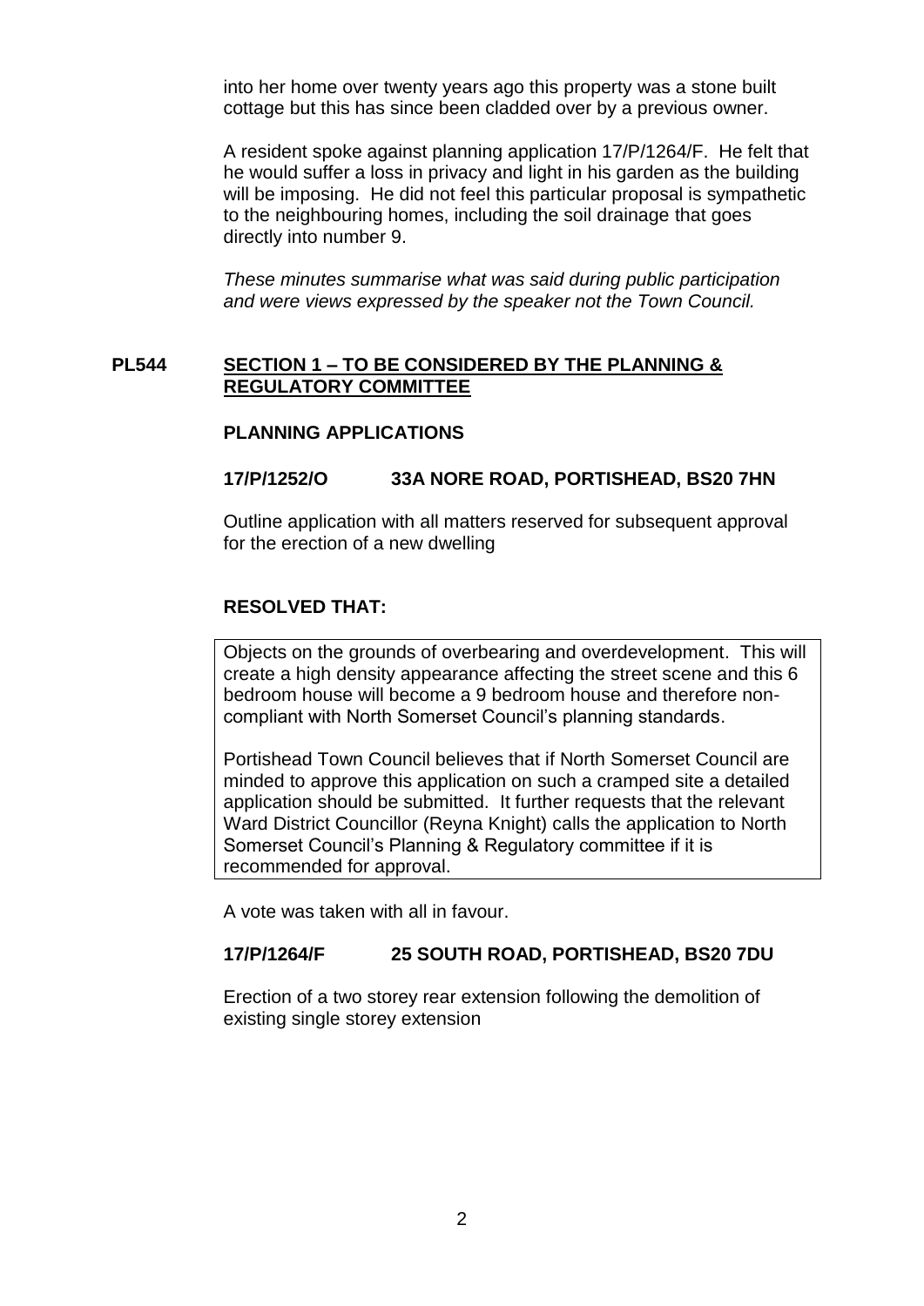into her home over twenty years ago this property was a stone built cottage but this has since been cladded over by a previous owner.

A resident spoke against planning application 17/P/1264/F. He felt that he would suffer a loss in privacy and light in his garden as the building will be imposing. He did not feel this particular proposal is sympathetic to the neighbouring homes, including the soil drainage that goes directly into number 9.

*These minutes summarise what was said during public participation and were views expressed by the speaker not the Town Council.*

**PL544 SECTION 1 – TO BE CONSIDERED BY THE PLANNING & REGULATORY COMMITTEE**

**PLANNING APPLICATIONS**

**17/P/1252/O 33A NORE ROAD, PORTISHEAD, BS20 7HN**

Outline application with all matters reserved for subsequent approval for the erection of a new dwelling

**RESOLVED THAT:**

Objects on the grounds of overbearing and overdevelopment. This will create a high density appearance affecting the street scene and this 6 bedroom house will become a 9 bedroom house and therefore non-compliant with North Somerset Council's planning standards.

Portishead Town Council believes that if North Somerset Council are minded to approve this application on such a cramped site a detailed application should be submitted. It further requests that the relevant Ward District Councillor (Reyna Knight) calls the application to North Somerset Council's Planning & Regulatory committee if it is recommended for approval.

A vote was taken with all in favour.

**17/P/1264/F 25 SOUTH ROAD, PORTISHEAD, BS20 7DU**

Erection of a two storey rear extension following the demolition of existing single storey extension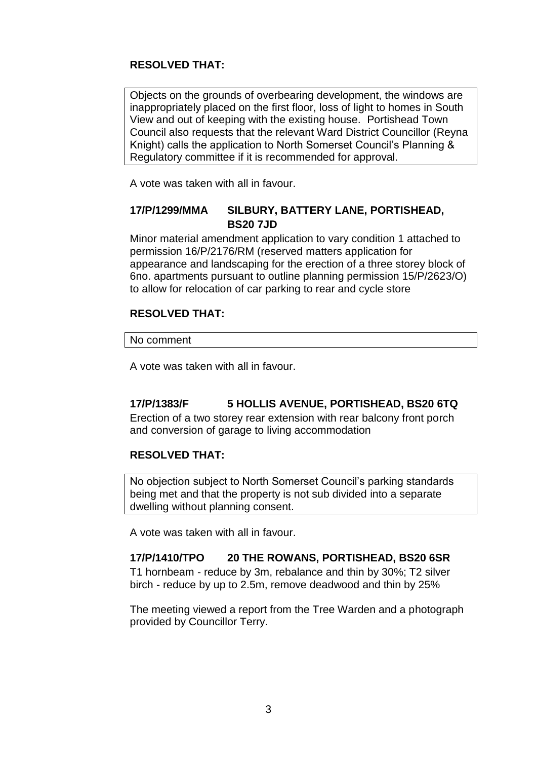**RESOLVED THAT:**

> Objects on the grounds of overbearing development, the windows are inappropriately placed on the first floor, loss of light to homes in South View and out of keeping with the existing house. Portishead Town Council also requests that the relevant Ward District Councillor (Reyna Knight) calls the application to North Somerset Council's Planning & Regulatory committee if it is recommended for approval.

A vote was taken with all in favour.

### 17/P/1299/MMA SILBURY, BATTERY LANE, PORTISHEAD, BS20 7JD

Minor material amendment application to vary condition 1 attached to permission 16/P/2176/RM (reserved matters application for appearance and landscaping for the erection of a three storey block of 6no. apartments pursuant to outline planning permission 15/P/2623/O) to allow for relocation of car parking to rear and cycle store

**RESOLVED THAT:**

> No comment

A vote was taken with all in favour.

### 17/P/1383/F 5 HOLLIS AVENUE, PORTISHEAD, BS20 6TQ

Erection of a two storey rear extension with rear balcony front porch and conversion of garage to living accommodation

**RESOLVED THAT:**

> No objection subject to North Somerset Council's parking standards being met and that the property is not sub divided into a separate dwelling without planning consent.

A vote was taken with all in favour.

### 17/P/1410/TPO 20 THE ROWANS, PORTISHEAD, BS20 6SR

T1 hornbeam - reduce by 3m, rebalance and thin by 30%; T2 silver birch - reduce by up to 2.5m, remove deadwood and thin by 25%

The meeting viewed a report from the Tree Warden and a photograph provided by Councillor Terry.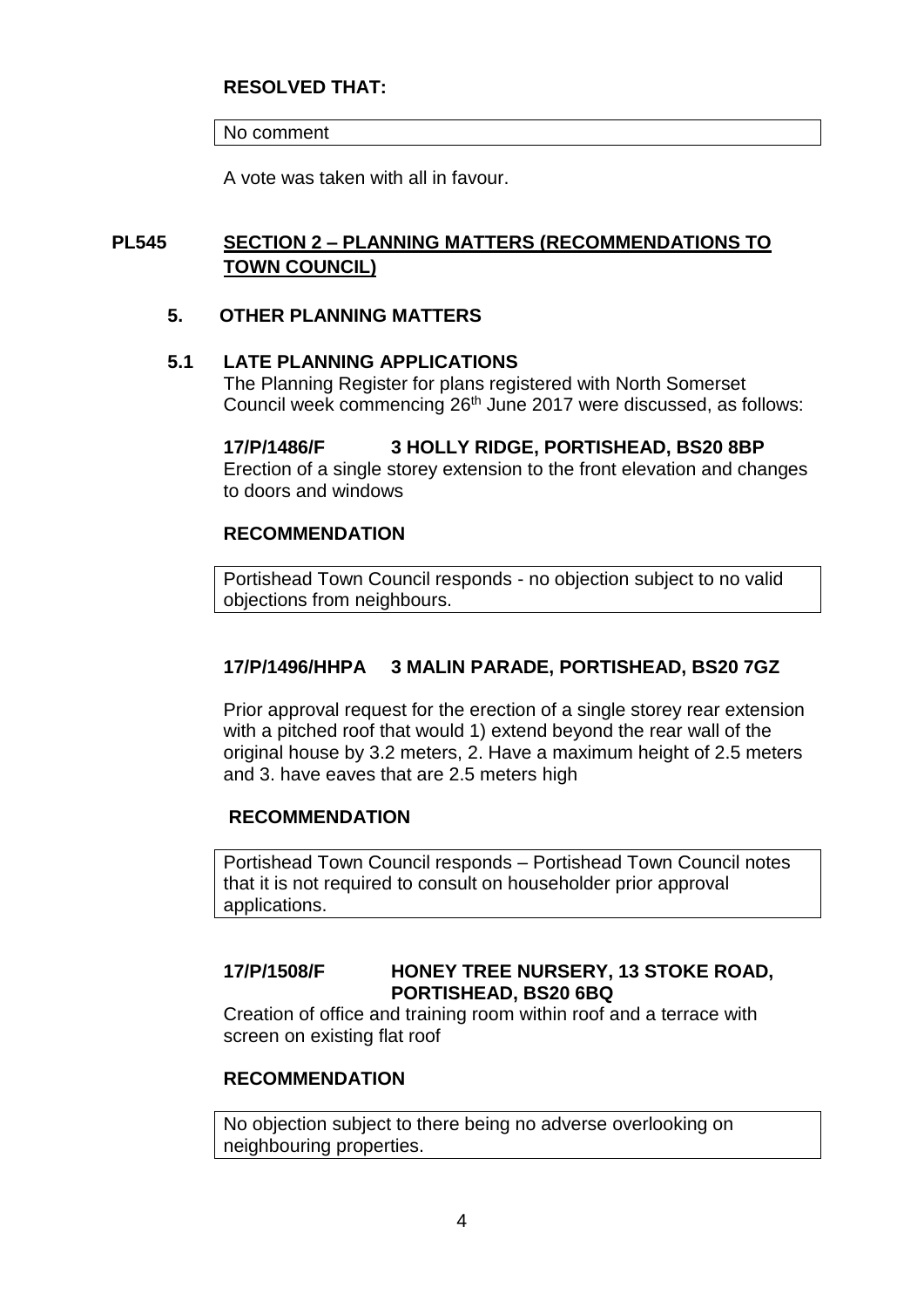**RESOLVED THAT:**

No comment

A vote was taken with all in favour.

## PL545 SECTION 2 – PLANNING MATTERS (RECOMMENDATIONS TO TOWN COUNCIL)

### 5. OTHER PLANNING MATTERS

### 5.1 LATE PLANNING APPLICATIONS

The Planning Register for plans registered with North Somerset Council week commencing 26th June 2017 were discussed, as follows:

**17/P/1486/F 3 HOLLY RIDGE, PORTISHEAD, BS20 8BP**

Erection of a single storey extension to the front elevation and changes to doors and windows

**RECOMMENDATION**

Portishead Town Council responds - no objection subject to no valid objections from neighbours.

**17/P/1496/HHPA 3 MALIN PARADE, PORTISHEAD, BS20 7GZ**

Prior approval request for the erection of a single storey rear extension with a pitched roof that would 1) extend beyond the rear wall of the original house by 3.2 meters, 2. Have a maximum height of 2.5 meters and 3. have eaves that are 2.5 meters high

**RECOMMENDATION**

Portishead Town Council responds – Portishead Town Council notes that it is not required to consult on householder prior approval applications.

**17/P/1508/F HONEY TREE NURSERY, 13 STOKE ROAD, PORTISHEAD, BS20 6BQ**

Creation of office and training room within roof and a terrace with screen on existing flat roof

**RECOMMENDATION**

No objection subject to there being no adverse overlooking on neighbouring properties.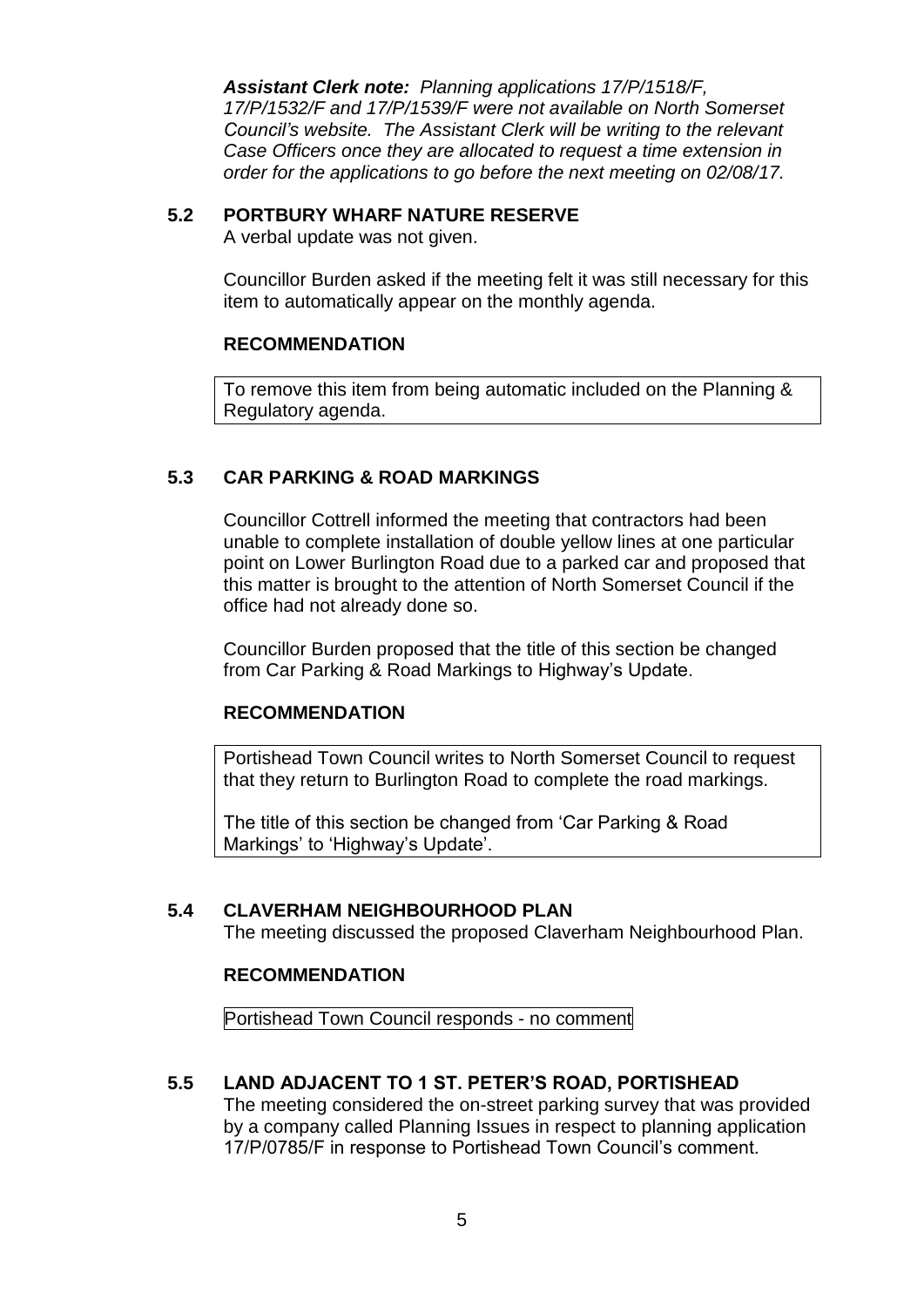***Assistant Clerk note:*** *Planning applications 17/P/1518/F, 17/P/1532/F and 17/P/1539/F were not available on North Somerset Council's website. The Assistant Clerk will be writing to the relevant Case Officers once they are allocated to request a time extension in order for the applications to go before the next meeting on 02/08/17.*

### 5.2 PORTBURY WHARF NATURE RESERVE

A verbal update was not given.

Councillor Burden asked if the meeting felt it was still necessary for this item to automatically appear on the monthly agenda.

**RECOMMENDATION**

To remove this item from being automatic included on the Planning & Regulatory agenda.

### 5.3 CAR PARKING & ROAD MARKINGS

Councillor Cottrell informed the meeting that contractors had been unable to complete installation of double yellow lines at one particular point on Lower Burlington Road due to a parked car and proposed that this matter is brought to the attention of North Somerset Council if the office had not already done so.

Councillor Burden proposed that the title of this section be changed from Car Parking & Road Markings to Highway's Update.

**RECOMMENDATION**

Portishead Town Council writes to North Somerset Council to request that they return to Burlington Road to complete the road markings.

The title of this section be changed from 'Car Parking & Road Markings' to 'Highway's Update'.

### 5.4 CLAVERHAM NEIGHBOURHOOD PLAN

The meeting discussed the proposed Claverham Neighbourhood Plan.

**RECOMMENDATION**

Portishead Town Council responds - no comment

### 5.5 LAND ADJACENT TO 1 ST. PETER'S ROAD, PORTISHEAD

The meeting considered the on-street parking survey that was provided by a company called Planning Issues in respect to planning application 17/P/0785/F in response to Portishead Town Council's comment.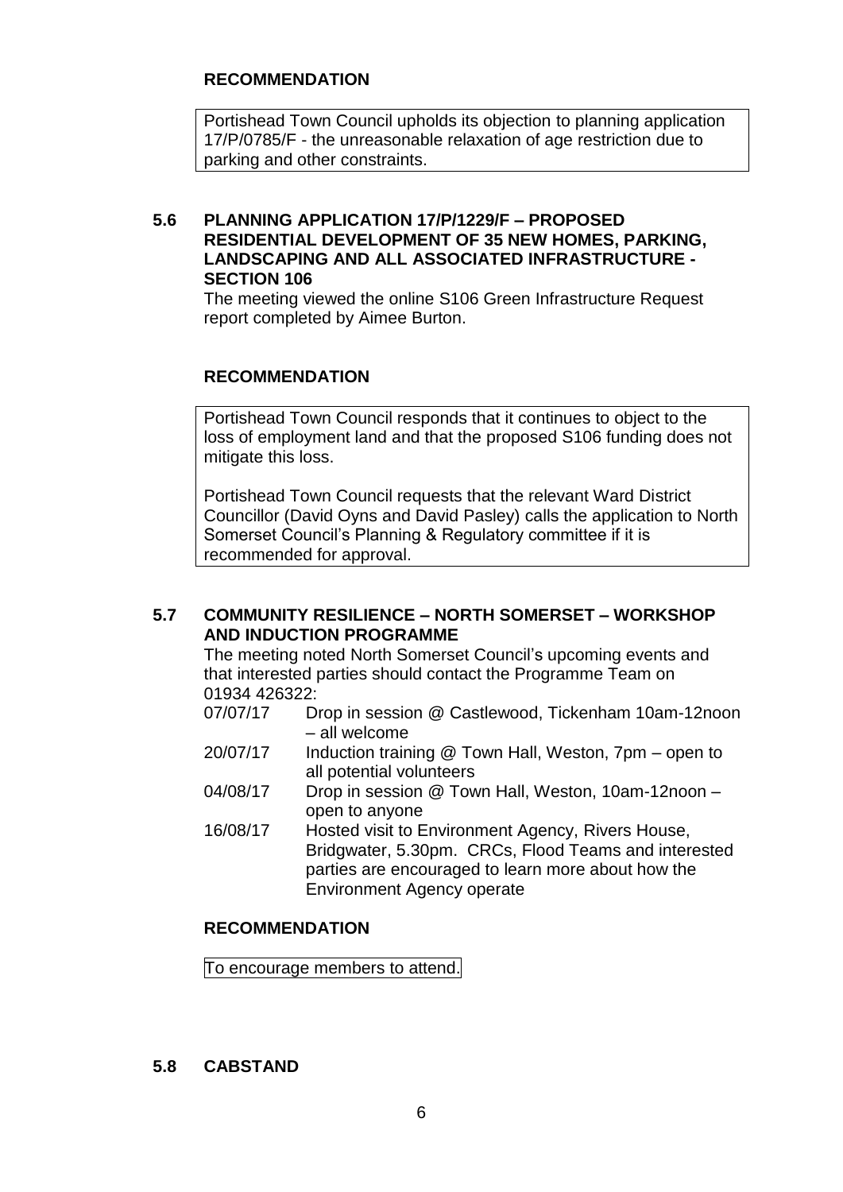### RECOMMENDATION

Portishead Town Council upholds its objection to planning application 17/P/0785/F - the unreasonable relaxation of age restriction due to parking and other constraints.

## 5.6 PLANNING APPLICATION 17/P/1229/F – PROPOSED RESIDENTIAL DEVELOPMENT OF 35 NEW HOMES, PARKING, LANDSCAPING AND ALL ASSOCIATED INFRASTRUCTURE - SECTION 106

The meeting viewed the online S106 Green Infrastructure Request report completed by Aimee Burton.

### RECOMMENDATION

Portishead Town Council responds that it continues to object to the loss of employment land and that the proposed S106 funding does not mitigate this loss.

Portishead Town Council requests that the relevant Ward District Councillor (David Oyns and David Pasley) calls the application to North Somerset Council's Planning & Regulatory committee if it is recommended for approval.

## 5.7 COMMUNITY RESILIENCE – NORTH SOMERSET – WORKSHOP AND INDUCTION PROGRAMME

The meeting noted North Somerset Council's upcoming events and that interested parties should contact the Programme Team on 01934 426322:

| | |
|---|---|
| 07/07/17 | Drop in session @ Castlewood, Tickenham 10am-12noon – all welcome |
| 20/07/17 | Induction training @ Town Hall, Weston, 7pm – open to all potential volunteers |
| 04/08/17 | Drop in session @ Town Hall, Weston, 10am-12noon – open to anyone |
| 16/08/17 | Hosted visit to Environment Agency, Rivers House, Bridgwater, 5.30pm. CRCs, Flood Teams and interested parties are encouraged to learn more about how the Environment Agency operate |

### RECOMMENDATION

To encourage members to attend.

## 5.8 CABSTAND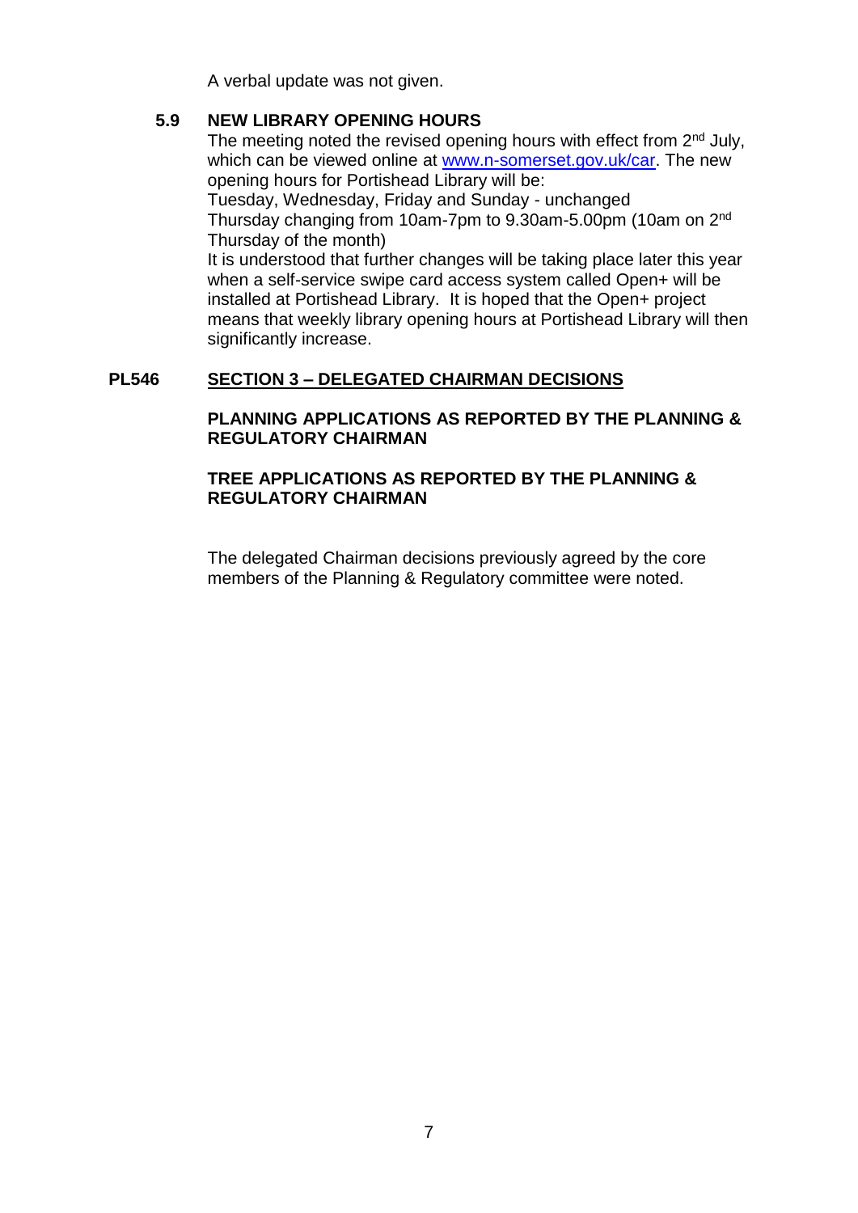A verbal update was not given.

### 5.9 NEW LIBRARY OPENING HOURS

The meeting noted the revised opening hours with effect from 2nd July, which can be viewed online at [www.n-somerset.gov.uk/car](http://www.n-somerset.gov.uk/car). The new opening hours for Portishead Library will be:

Tuesday, Wednesday, Friday and Sunday - unchanged

Thursday changing from 10am-7pm to 9.30am-5.00pm (10am on 2nd Thursday of the month)

It is understood that further changes will be taking place later this year when a self-service swipe card access system called Open+ will be installed at Portishead Library. It is hoped that the Open+ project means that weekly library opening hours at Portishead Library will then significantly increase.

## PL546 SECTION 3 – DELEGATED CHAIRMAN DECISIONS

**PLANNING APPLICATIONS AS REPORTED BY THE PLANNING & REGULATORY CHAIRMAN**

**TREE APPLICATIONS AS REPORTED BY THE PLANNING & REGULATORY CHAIRMAN**

The delegated Chairman decisions previously agreed by the core members of the Planning & Regulatory committee were noted.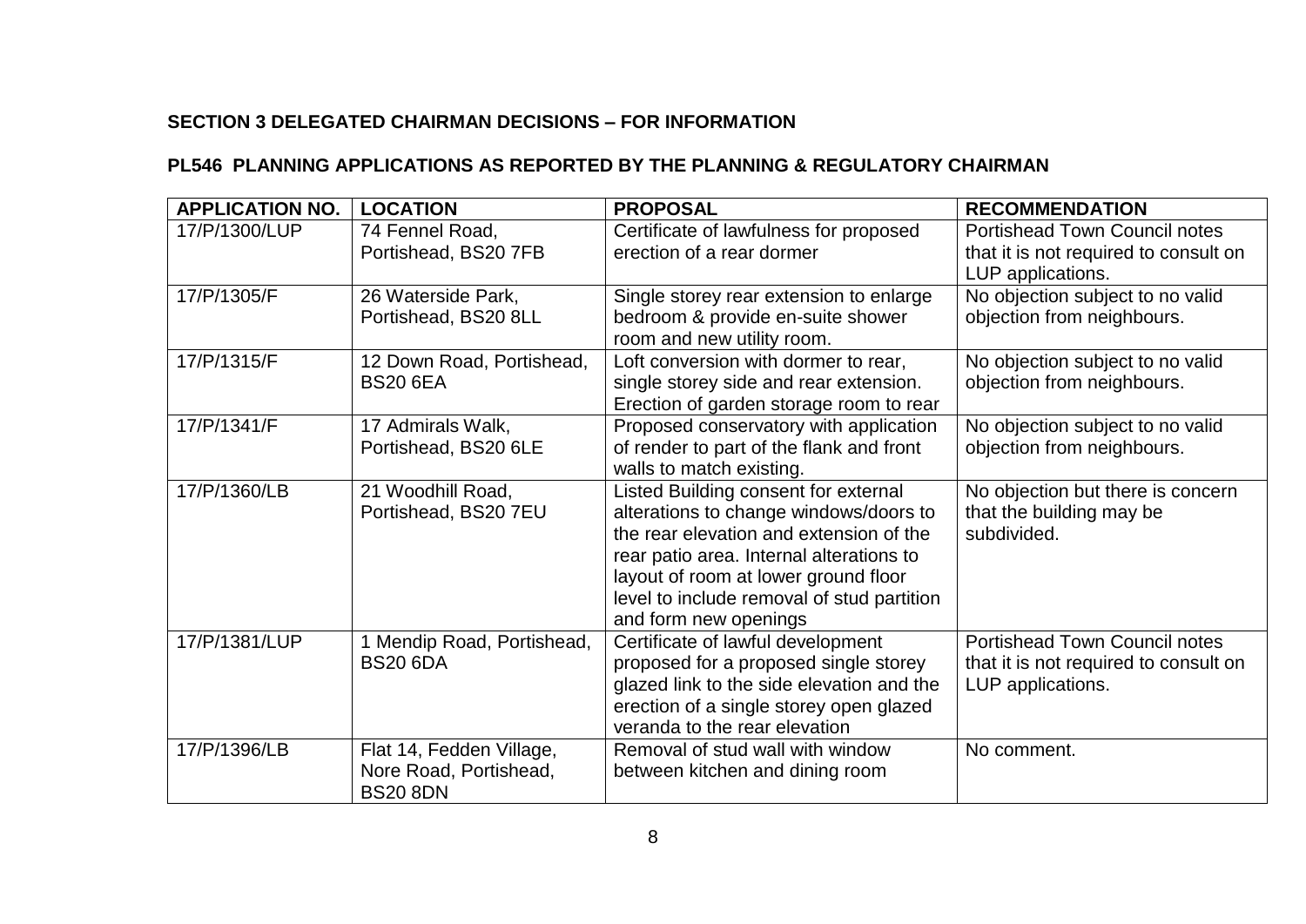**SECTION 3 DELEGATED CHAIRMAN DECISIONS – FOR INFORMATION**

**PL546 PLANNING APPLICATIONS AS REPORTED BY THE PLANNING & REGULATORY CHAIRMAN**

| APPLICATION NO. | LOCATION | PROPOSAL | RECOMMENDATION |
|---|---|---|---|
| 17/P/1300/LUP | 74 Fennel Road, Portishead, BS20 7FB | Certificate of lawfulness for proposed erection of a rear dormer | Portishead Town Council notes that it is not required to consult on LUP applications. |
| 17/P/1305/F | 26 Waterside Park, Portishead, BS20 8LL | Single storey rear extension to enlarge bedroom & provide en-suite shower room and new utility room. | No objection subject to no valid objection from neighbours. |
| 17/P/1315/F | 12 Down Road, Portishead, BS20 6EA | Loft conversion with dormer to rear, single storey side and rear extension. Erection of garden storage room to rear | No objection subject to no valid objection from neighbours. |
| 17/P/1341/F | 17 Admirals Walk, Portishead, BS20 6LE | Proposed conservatory with application of render to part of the flank and front walls to match existing. | No objection subject to no valid objection from neighbours. |
| 17/P/1360/LB | 21 Woodhill Road, Portishead, BS20 7EU | Listed Building consent for external alterations to change windows/doors to the rear elevation and extension of the rear patio area. Internal alterations to layout of room at lower ground floor level to include removal of stud partition and form new openings | No objection but there is concern that the building may be subdivided. |
| 17/P/1381/LUP | 1 Mendip Road, Portishead, BS20 6DA | Certificate of lawful development proposed for a proposed single storey glazed link to the side elevation and the erection of a single storey open glazed veranda to the rear elevation | Portishead Town Council notes that it is not required to consult on LUP applications. |
| 17/P/1396/LB | Flat 14, Fedden Village, Nore Road, Portishead, BS20 8DN | Removal of stud wall with window between kitchen and dining room | No comment. |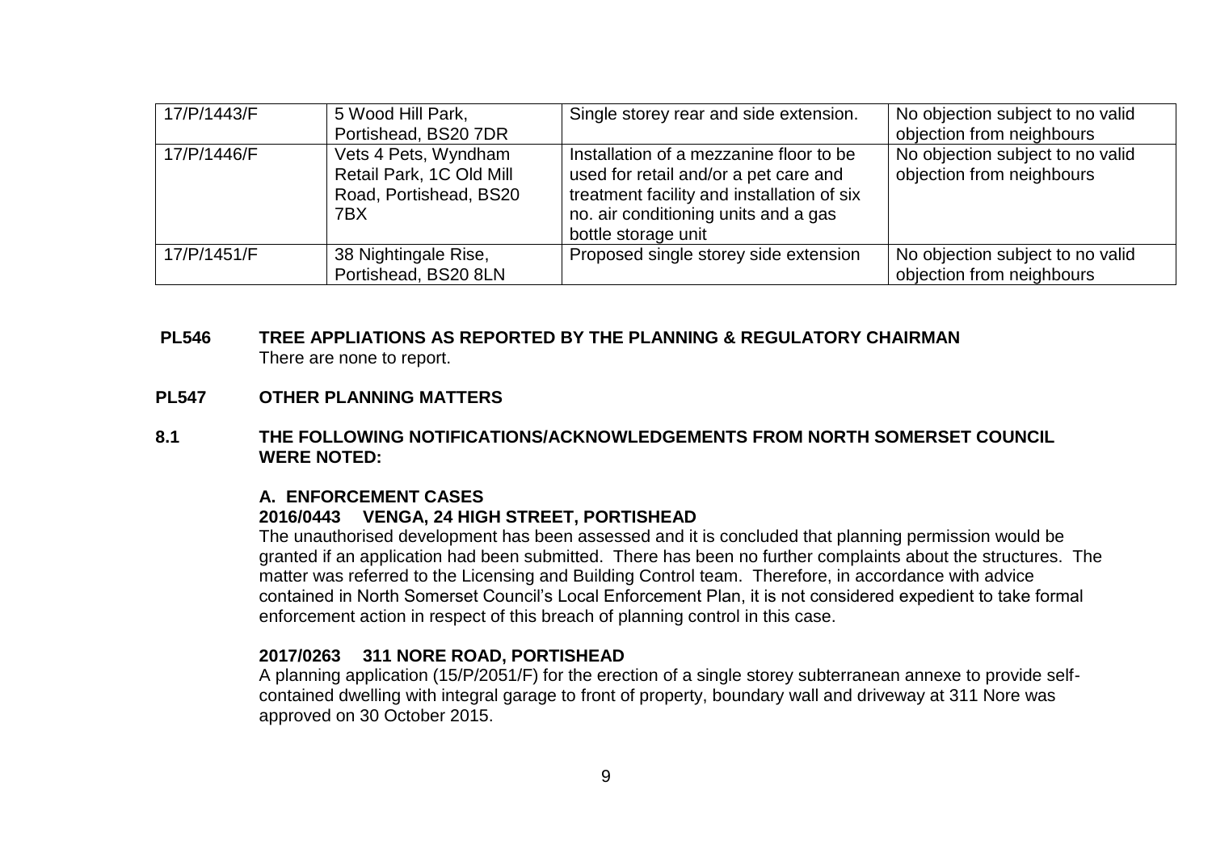| 17/P/1443/F | 5 Wood Hill Park, Portishead, BS20 7DR | Single storey rear and side extension. | No objection subject to no valid objection from neighbours |
|---|---|---|---|
| 17/P/1446/F | Vets 4 Pets, Wyndham Retail Park, 1C Old Mill Road, Portishead, BS20 7BX | Installation of a mezzanine floor to be used for retail and/or a pet care and treatment facility and installation of six no. air conditioning units and a gas bottle storage unit | No objection subject to no valid objection from neighbours |
| 17/P/1451/F | 38 Nightingale Rise, Portishead, BS20 8LN | Proposed single storey side extension | No objection subject to no valid objection from neighbours |

**PL546 TREE APPLIATIONS AS REPORTED BY THE PLANNING & REGULATORY CHAIRMAN**

There are none to report.

**PL547 OTHER PLANNING MATTERS**

**8.1 THE FOLLOWING NOTIFICATIONS/ACKNOWLEDGEMENTS FROM NORTH SOMERSET COUNCIL WERE NOTED:**

**A. ENFORCEMENT CASES**

**2016/0443 VENGA, 24 HIGH STREET, PORTISHEAD**

The unauthorised development has been assessed and it is concluded that planning permission would be granted if an application had been submitted. There has been no further complaints about the structures. The matter was referred to the Licensing and Building Control team. Therefore, in accordance with advice contained in North Somerset Council's Local Enforcement Plan, it is not considered expedient to take formal enforcement action in respect of this breach of planning control in this case.

**2017/0263 311 NORE ROAD, PORTISHEAD**

A planning application (15/P/2051/F) for the erection of a single storey subterranean annexe to provide self-contained dwelling with integral garage to front of property, boundary wall and driveway at 311 Nore was approved on 30 October 2015.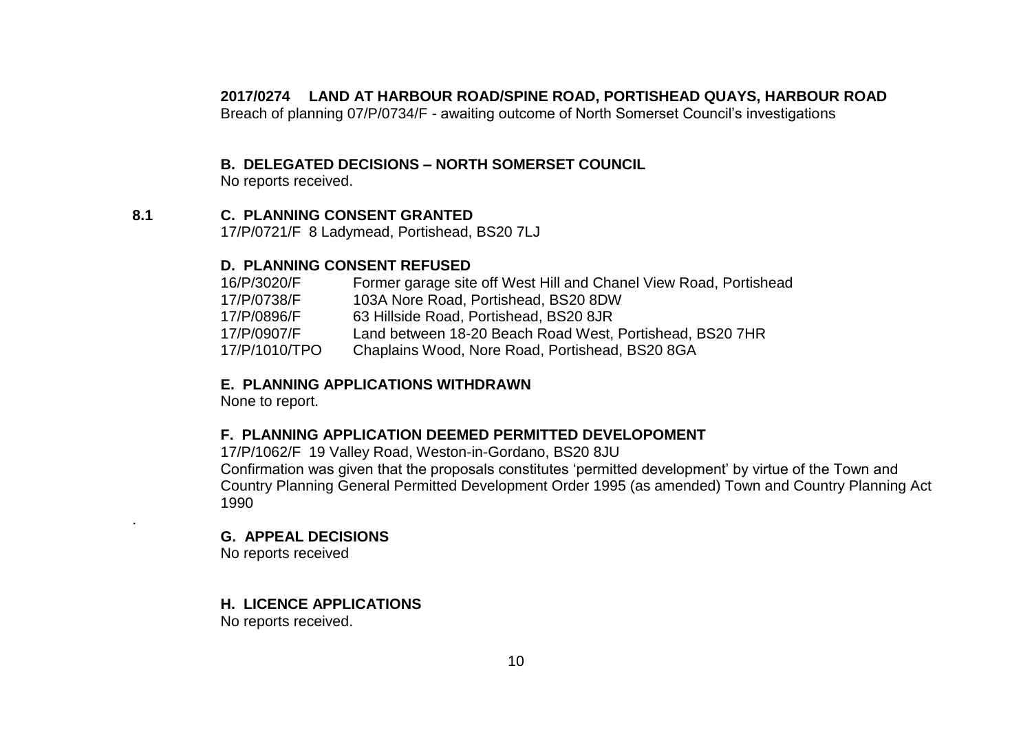**2017/0274 LAND AT HARBOUR ROAD/SPINE ROAD, PORTISHEAD QUAYS, HARBOUR ROAD**

Breach of planning 07/P/0734/F - awaiting outcome of North Somerset Council's investigations

**B. DELEGATED DECISIONS – NORTH SOMERSET COUNCIL**

No reports received.

**8.1 C. PLANNING CONSENT GRANTED**

17/P/0721/F 8 Ladymead, Portishead, BS20 7LJ

**D. PLANNING CONSENT REFUSED**

| | |
|---|---|
| 16/P/3020/F | Former garage site off West Hill and Chanel View Road, Portishead |
| 17/P/0738/F | 103A Nore Road, Portishead, BS20 8DW |
| 17/P/0896/F | 63 Hillside Road, Portishead, BS20 8JR |
| 17/P/0907/F | Land between 18-20 Beach Road West, Portishead, BS20 7HR |
| 17/P/1010/TPO | Chaplains Wood, Nore Road, Portishead, BS20 8GA |

**E. PLANNING APPLICATIONS WITHDRAWN**

None to report.

**F. PLANNING APPLICATION DEEMED PERMITTED DEVELOPOMENT**

17/P/1062/F 19 Valley Road, Weston-in-Gordano, BS20 8JU

Confirmation was given that the proposals constitutes 'permitted development' by virtue of the Town and Country Planning General Permitted Development Order 1995 (as amended) Town and Country Planning Act 1990

.

**G. APPEAL DECISIONS**

No reports received

**H. LICENCE APPLICATIONS**

No reports received.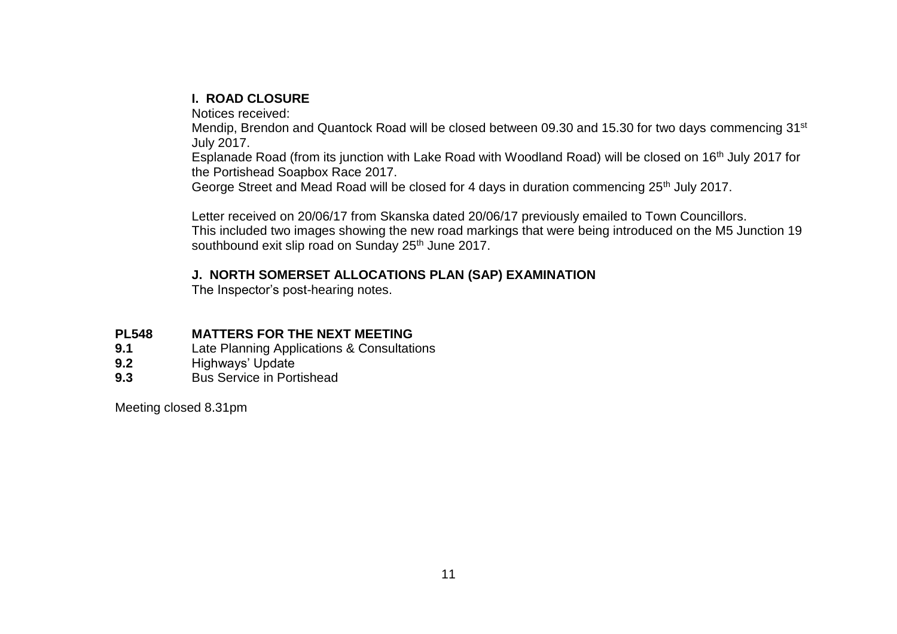### I. ROAD CLOSURE

Notices received:

Mendip, Brendon and Quantock Road will be closed between 09.30 and 15.30 for two days commencing 31st July 2017.

Esplanade Road (from its junction with Lake Road with Woodland Road) will be closed on 16th July 2017 for the Portishead Soapbox Race 2017.

George Street and Mead Road will be closed for 4 days in duration commencing 25th July 2017.

Letter received on 20/06/17 from Skanska dated 20/06/17 previously emailed to Town Councillors. This included two images showing the new road markings that were being introduced on the M5 Junction 19 southbound exit slip road on Sunday 25th June 2017.

### J. NORTH SOMERSET ALLOCATIONS PLAN (SAP) EXAMINATION

The Inspector's post-hearing notes.

## PL548 MATTERS FOR THE NEXT MEETING

**9.1** Late Planning Applications & Consultations
**9.2** Highways' Update
**9.3** Bus Service in Portishead

Meeting closed 8.31pm